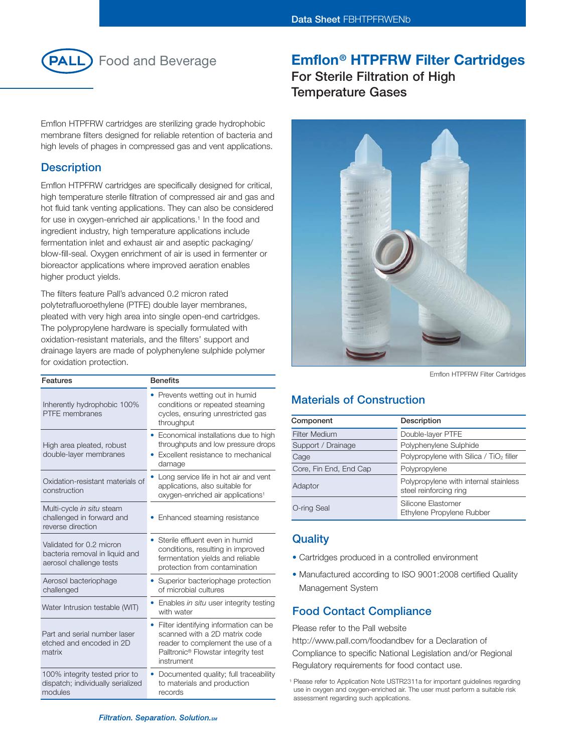Data Sheet FBHTPFRWENb

PALL Food and Beverage

# Emflon® HTPFRW Filter Cartridges

## For Sterile Filtration of High Temperature Gases

Emflon HTPFRW cartridges are sterilizing grade hydrophobic membrane filters designed for reliable retention of bacteria and high levels of phages in compressed gas and vent applications.

## Description

Emflon HTPFRW cartridges are specifically designed for critical, high temperature sterile filtration of compressed air and gas and hot fluid tank venting applications. They can also be considered for use in oxygen-enriched air applications.[1] In the food and ingredient industry, high temperature applications include fermentation inlet and exhaust air and aseptic packaging/ blow-fill-seal. Oxygen enrichment of air is used in fermenter or bioreactor applications where improved aeration enables higher product yields.

The filters feature Pall's advanced 0.2 micron rated polytetrafluoroethylene (PTFE) double layer membranes, pleated with very high area into single open-end cartridges. The polypropylene hardware is specially formulated with oxidation-resistant materials, and the filters' support and drainage layers are made of polyphenylene sulphide polymer for oxidation protection.

| Features | Benefits |
|---|---|
| Inherently hydrophobic 100% PTFE membranes | • Prevents wetting out in humid conditions or repeated steaming cycles, ensuring unrestricted gas throughput |
| High area pleated, robust double-layer membranes | • Economical installations due to high throughputs and low pressure drops<br>• Excellent resistance to mechanical damage |
| Oxidation-resistant materials of construction | • Long service life in hot air and vent applications, also suitable for oxygen-enriched air applications[1] |
| Multi-cycle *in situ* steam challenged in forward and reverse direction | • Enhanced steaming resistance |
| Validated for 0.2 micron bacteria removal in liquid and aerosol challenge tests | • Sterile effluent even in humid conditions, resulting in improved fermentation yields and reliable protection from contamination |
| Aerosol bacteriophage challenged | • Superior bacteriophage protection of microbial cultures |
| Water Intrusion testable (WIT) | • Enables *in situ* user integrity testing with water |
| Part and serial number laser etched and encoded in 2D matrix | • Filter identifying information can be scanned with a 2D matrix code reader to complement the use of a Palltronic® Flowstar integrity test instrument |
| 100% integrity tested prior to dispatch; individually serialized modules | • Documented quality; full traceability to materials and production records |

Emflon HTPFRW Filter Cartridges

## Materials of Construction

| Component | Description |
|---|---|
| Filter Medium | Double-layer PTFE |
| Support / Drainage | Polyphenylene Sulphide |
| Cage | Polypropylene with Silica / $TiO_2$ filler |
| Core, Fin End, End Cap | Polypropylene |
| Adaptor | Polypropylene with internal stainless steel reinforcing ring |
| O-ring Seal | Silicone Elastomer<br>Ethylene Propylene Rubber |

## Quality

- Cartridges produced in a controlled environment
- Manufactured according to ISO 9001:2008 certified Quality Management System

## Food Contact Compliance

Please refer to the Pall website http://www.pall.com/foodandbev for a Declaration of Compliance to specific National Legislation and/or Regional Regulatory requirements for food contact use.

[1] Please refer to Application Note USTR2311a for important guidelines regarding use in oxygen and oxygen-enriched air. The user must perform a suitable risk assessment regarding such applications.

*Filtration. Separation. Solution.SM*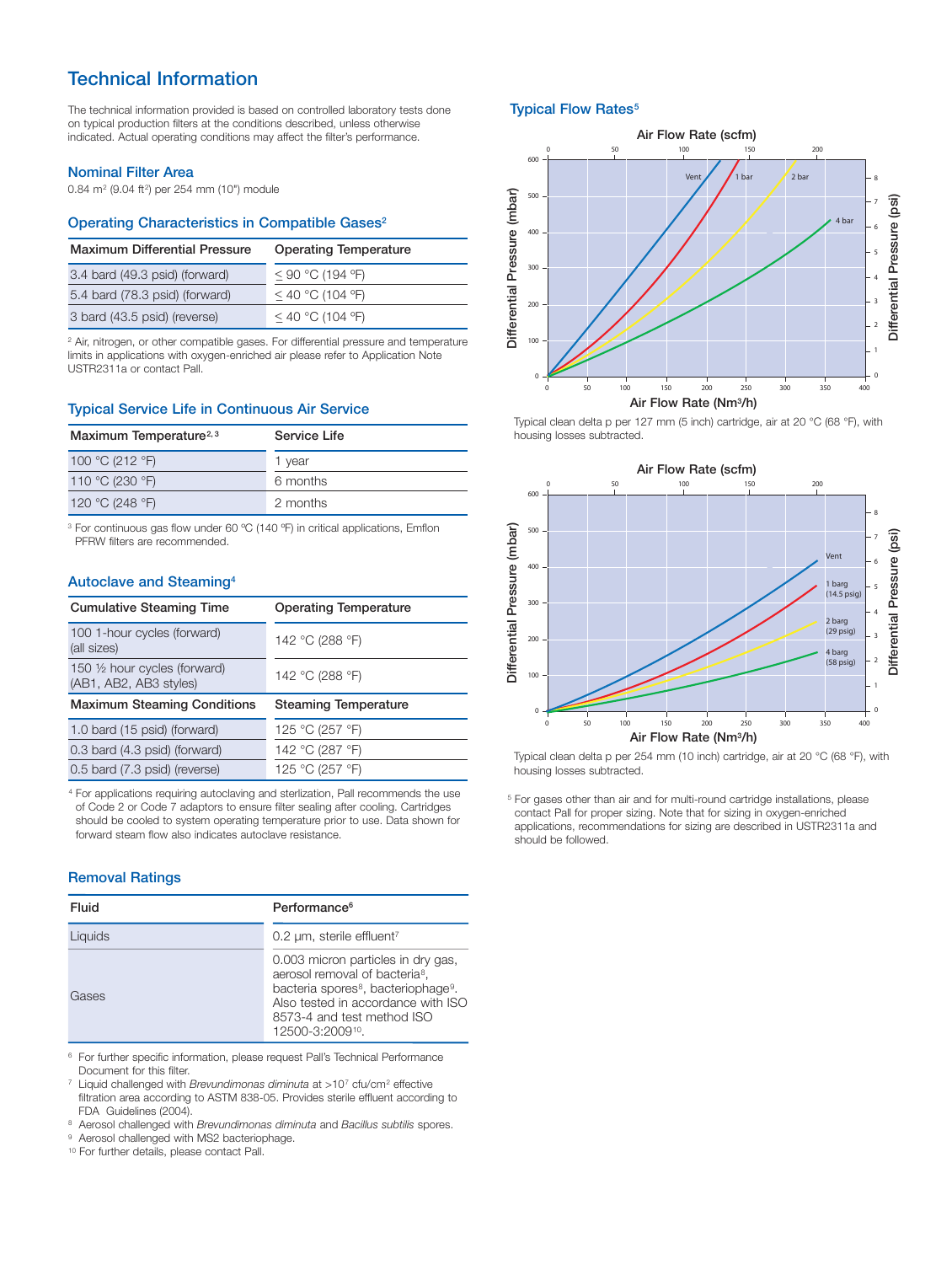# Technical Information

The technical information provided is based on controlled laboratory tests done on typical production filters at the conditions described, unless otherwise indicated. Actual operating conditions may affect the filter's performance.

## Nominal Filter Area

0.84 m² (9.04 ft²) per 254 mm (10") module

## Operating Characteristics in Compatible Gases[2]

| Maximum Differential Pressure | Operating Temperature |
|---|---|
| 3.4 bard (49.3 psid) (forward) | ≤ 90 °C (194 °F) |
| 5.4 bard (78.3 psid) (forward) | ≤ 40 °C (104 °F) |
| 3 bard (43.5 psid) (reverse) | ≤ 40 °C (104 °F) |

[2] Air, nitrogen, or other compatible gases. For differential pressure and temperature limits in applications with oxygen-enriched air please refer to Application Note USTR2311a or contact Pall.

## Typical Service Life in Continuous Air Service

| Maximum Temperature[2, 3] | Service Life |
|---|---|
| 100 °C (212 °F) | 1 year |
| 110 °C (230 °F) | 6 months |
| 120 °C (248 °F) | 2 months |

[3] For continuous gas flow under 60 °C (140 °F) in critical applications, Emflon PFRW filters are recommended.

## Autoclave and Steaming[4]

| Cumulative Steaming Time | Operating Temperature |
|---|---|
| 100 1-hour cycles (forward) (all sizes) | 142 °C (288 °F) |
| 150 ½ hour cycles (forward) (AB1, AB2, AB3 styles) | 142 °C (288 °F) |
| **Maximum Steaming Conditions** | **Steaming Temperature** |
| 1.0 bard (15 psid) (forward) | 125 °C (257 °F) |
| 0.3 bard (4.3 psid) (forward) | 142 °C (287 °F) |
| 0.5 bard (7.3 psid) (reverse) | 125 °C (257 °F) |

[4] For applications requiring autoclaving and sterlization, Pall recommends the use of Code 2 or Code 7 adaptors to ensure filter sealing after cooling. Cartridges should be cooled to system operating temperature prior to use. Data shown for forward steam flow also indicates autoclave resistance.

## Removal Ratings

| Fluid | Performance[6] |
|---|---|
| Liquids | 0.2 µm, sterile effluent[7] |
| Gases | 0.003 micron particles in dry gas, aerosol removal of bacteria[8], bacteria spores[8], bacteriophage[9]. Also tested in accordance with ISO 8573-4 and test method ISO 12500-3:2009[10]. |

[6] For further specific information, please request Pall's Technical Performance Document for this filter.
[7] Liquid challenged with *Brevundimonas diminuta* at >10⁷ cfu/cm² effective filtration area according to ASTM 838-05. Provides sterile effluent according to FDA Guidelines (2004).
[8] Aerosol challenged with *Brevundimonas diminuta* and *Bacillus subtilis* spores.
[9] Aerosol challenged with MS2 bacteriophage.
[10] For further details, please contact Pall.

## Typical Flow Rates[5]

Typical clean delta p per 127 mm (5 inch) cartridge, air at 20 °C (68 °F), with housing losses subtracted.

Typical clean delta p per 254 mm (10 inch) cartridge, air at 20 °C (68 °F), with housing losses subtracted.

[5] For gases other than air and for multi-round cartridge installations, please contact Pall for proper sizing. Note that for sizing in oxygen-enriched applications, recommendations for sizing are described in USTR2311a and should be followed.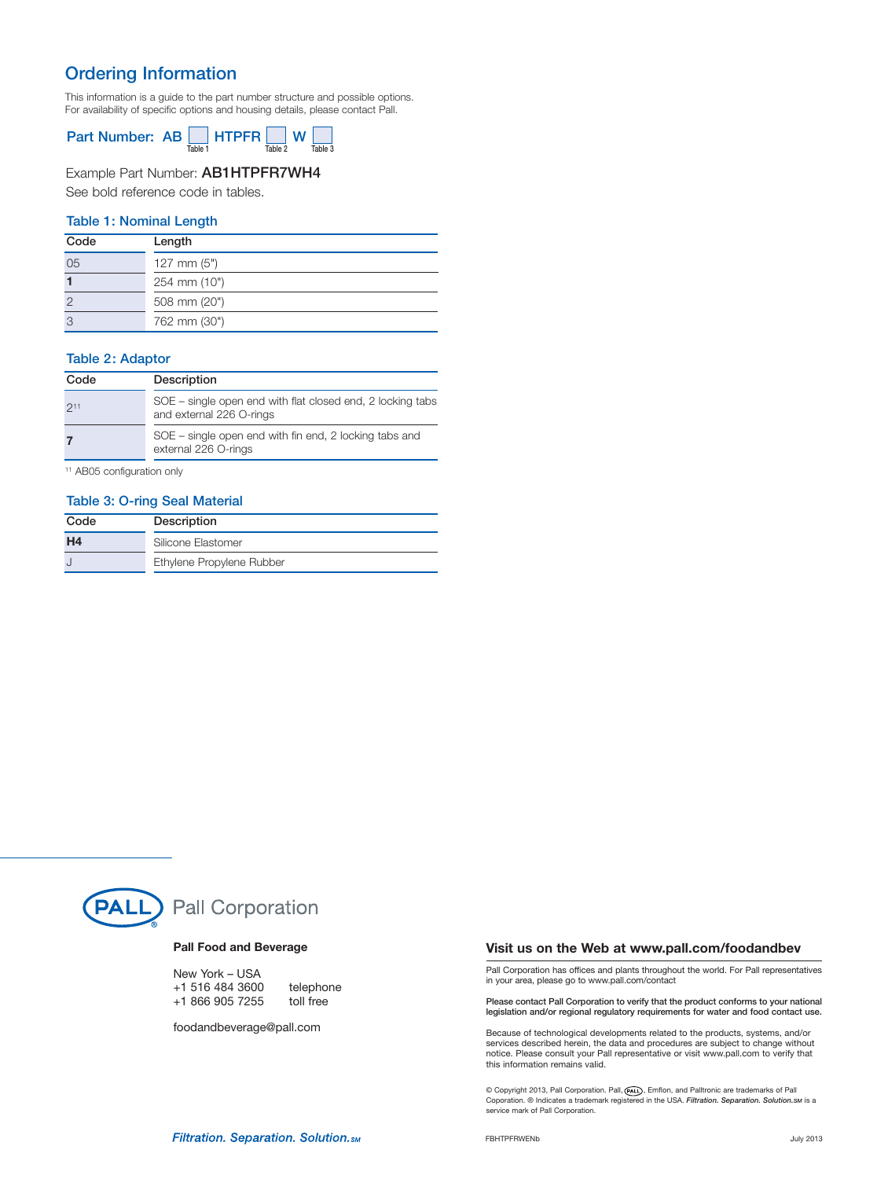## Ordering Information

This information is a guide to the part number structure and possible options.
For availability of specific options and housing details, please contact Pall.

**Part Number: AB** [Table 1] **HTPFR** [Table 2] **W** [Table 3]

Example Part Number: **AB1HTPFR7WH4**
See bold reference code in tables.

### Table 1: Nominal Length

| Code | Length |
|---|---|
| 05 | 127 mm (5") |
| **1** | 254 mm (10") |
| 2 | 508 mm (20") |
| 3 | 762 mm (30") |

### Table 2: Adaptor

| Code | Description |
|---|---|
| 2[11] | SOE – single open end with flat closed end, 2 locking tabs and external 226 O-rings |
| **7** | SOE – single open end with fin end, 2 locking tabs and external 226 O-rings |

[11] AB05 configuration only

### Table 3: O-ring Seal Material

| Code | Description |
|---|---|
| **H4** | Silicone Elastomer |
| J | Ethylene Propylene Rubber |

Pall Corporation

**Pall Food and Beverage**

New York – USA
+1 516 484 3600 telephone
+1 866 905 7255 toll free

foodandbeverage@pall.com

**Visit us on the Web at www.pall.com/foodandbev**

Pall Corporation has offices and plants throughout the world. For Pall representatives in your area, please go to www.pall.com/contact

**Please contact Pall Corporation to verify that the product conforms to your national legislation and/or regional regulatory requirements for water and food contact use.**

Because of technological developments related to the products, systems, and/or services described herein, the data and procedures are subject to change without notice. Please consult your Pall representative or visit www.pall.com to verify that this information remains valid.

© Copyright 2013, Pall Corporation. Pall, (PALL), Emflon, and Palltronic are trademarks of Pall Coporation. ® Indicates a trademark registered in the USA. ***Filtration. Separation. Solution.***SM is a service mark of Pall Corporation.

***Filtration. Separation. Solution.***SM

FBHTPFRWENb July 2013